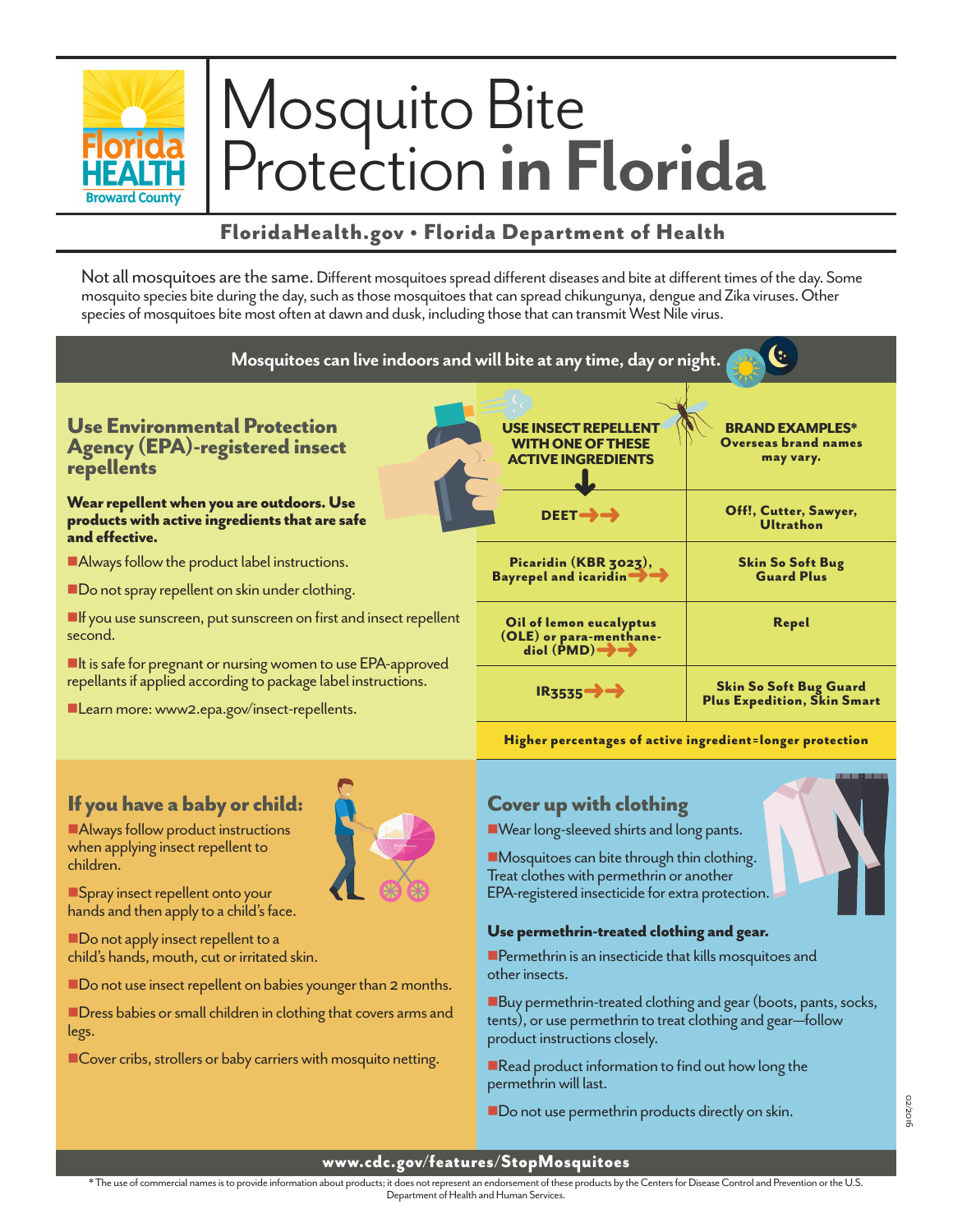Florida HEALTH Broward County

# Mosquito Bite Protection **in Florida**

**FloridaHealth.gov • Florida Department of Health**

Not all mosquitoes are the same. Different mosquitoes spread different diseases and bite at different times of the day. Some mosquito species bite during the day, such as those mosquitoes that can spread chikungunya, dengue and Zika viruses. Other species of mosquitoes bite most often at dawn and dusk, including those that can transmit West Nile virus.

**Mosquitoes can live indoors and will bite at any time, day or night.**

## Use Environmental Protection Agency (EPA)-registered insect repellents

**Wear repellent when you are outdoors. Use products with active ingredients that are safe and effective.**

- Always follow the product label instructions.
- Do not spray repellent on skin under clothing.
- If you use sunscreen, put sunscreen on first and insect repellent second.
- It is safe for pregnant or nursing women to use EPA-approved repellants if applied according to package label instructions.
- Learn more: www2.epa.gov/insect-repellents.

| USE INSECT REPELLENT WITH ONE OF THESE ACTIVE INGREDIENTS | BRAND EXAMPLES* Overseas brand names may vary. |
|---|---|
| DEET | Off!, Cutter, Sawyer, Ultrathon |
| Picaridin (KBR 3023), Bayrepel and icaridin | Skin So Soft Bug Guard Plus |
| Oil of lemon eucalyptus (OLE) or para-menthane-diol (PMD) | Repel |
| IR3535 | Skin So Soft Bug Guard Plus Expedition, Skin Smart |

**Higher percentages of active ingredient=longer protection**

## If you have a baby or child:

- Always follow product instructions when applying insect repellent to children.
- Spray insect repellent onto your hands and then apply to a child's face.
- Do not apply insect repellent to a child's hands, mouth, cut or irritated skin.
- Do not use insect repellent on babies younger than 2 months.
- Dress babies or small children in clothing that covers arms and legs.
- Cover cribs, strollers or baby carriers with mosquito netting.

## Cover up with clothing

- Wear long-sleeved shirts and long pants.
- Mosquitoes can bite through thin clothing. Treat clothes with permethrin or another EPA-registered insecticide for extra protection.

### Use permethrin-treated clothing and gear.

- Permethrin is an insecticide that kills mosquitoes and other insects.
- Buy permethrin-treated clothing and gear (boots, pants, socks, tents), or use permethrin to treat clothing and gear—follow product instructions closely.
- Read product information to find out how long the permethrin will last.
- Do not use permethrin products directly on skin.

02/2016

**www.cdc.gov/features/StopMosquitoes**

* The use of commercial names is to provide information about products; it does not represent an endorsement of these products by the Centers for Disease Control and Prevention or the U.S. Department of Health and Human Services.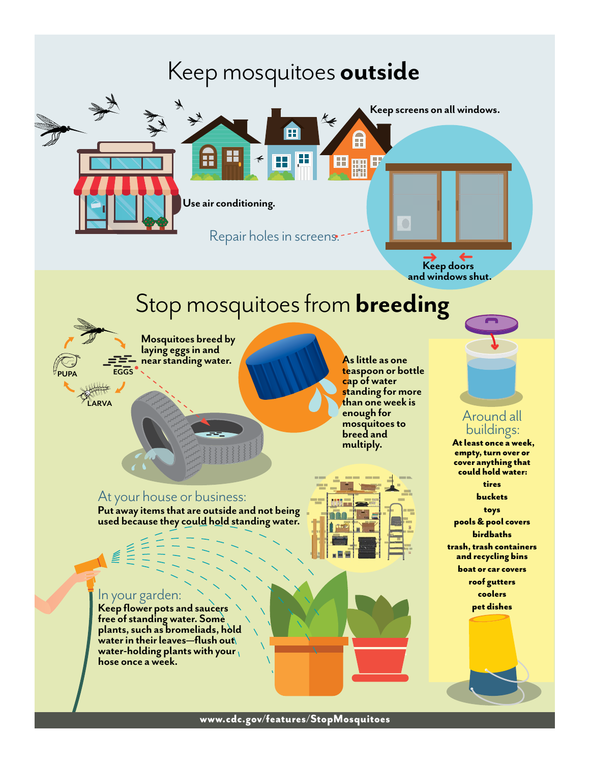# Keep mosquitoes **outside**

Keep screens on all windows.

Use air conditioning.

Repair holes in screens.

Keep doors and windows shut.

# Stop mosquitoes from **breeding**

EGGS

LARVA

PUPA

**Mosquitoes breed by laying eggs in and near standing water.**

**As little as one teaspoon or bottle cap of water standing for more than one week is enough for mosquitoes to breed and multiply.**

## At your house or business:

**Put away items that are outside and not being used because they could hold standing water.**

## In your garden:

**Keep flower pots and saucers free of standing water. Some plants, such as bromeliads, hold water in their leaves—flush out water-holding plants with your hose once a week.**

## Around all buildings:

**At least once a week, empty, turn over or cover anything that could hold water:**

- **tires**
- **buckets**
- **toys**
- **pools & pool covers**
- **birdbaths**
- **trash, trash containers and recycling bins**
- **boat or car covers**
- **roof gutters**
- **coolers**
- **pet dishes**

www.cdc.gov/features/StopMosquitoes